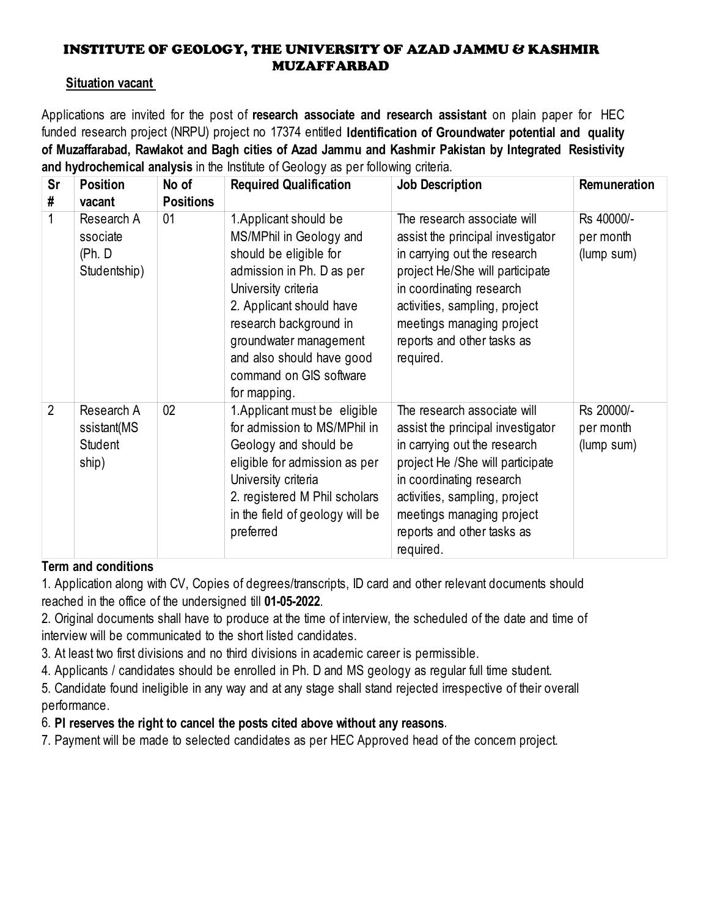# INSTITUTE OF GEOLOGY, THE UNIVERSITY OF AZAD JAMMU & KASHMIR MUZAFFARBAD

**Situation vacant**

Applications are invited for the post of **research associate and research assistant** on plain paper for HEC funded research project (NRPU) project no 17374 entitled **Identification of Groundwater potential and quality of Muzaffarabad, Rawlakot and Bagh cities of Azad Jammu and Kashmir Pakistan by Integrated Resistivity and hydrochemical analysis** in the Institute of Geology as per following criteria.

| Sr # | Position vacant | No of Positions | Required Qualification | Job Description | Remuneration |
|---|---|---|---|---|---|
| 1 | Research A ssociate (Ph. D Studentship) | 01 | 1.Applicant should be MS/MPhil in Geology and should be eligible for admission in Ph. D as per University criteria<br>2. Applicant should have research background in groundwater management and also should have good command on GIS software for mapping. | The research associate will assist the principal investigator in carrying out the research project He/She will participate in coordinating research activities, sampling, project meetings managing project reports and other tasks as required. | Rs 40000/- per month (lump sum) |
| 2 | Research A ssistant(MS Student ship) | 02 | 1.Applicant must be eligible for admission to MS/MPhil in Geology and should be eligible for admission as per University criteria<br>2. registered M Phil scholars in the field of geology will be preferred | The research associate will assist the principal investigator in carrying out the research project He /She will participate in coordinating research activities, sampling, project meetings managing project reports and other tasks as required. | Rs 20000/- per month (lump sum) |

**Term and conditions**

1. Application along with CV, Copies of degrees/transcripts, ID card and other relevant documents should reached in the office of the undersigned till **01-05-2022**.
2. Original documents shall have to produce at the time of interview, the scheduled of the date and time of interview will be communicated to the short listed candidates.
3. At least two first divisions and no third divisions in academic career is permissible.
4. Applicants / candidates should be enrolled in Ph. D and MS geology as regular full time student.
5. Candidate found ineligible in any way and at any stage shall stand rejected irrespective of their overall performance.
6. **PI reserves the right to cancel the posts cited above without any reasons**.
7. Payment will be made to selected candidates as per HEC Approved head of the concern project.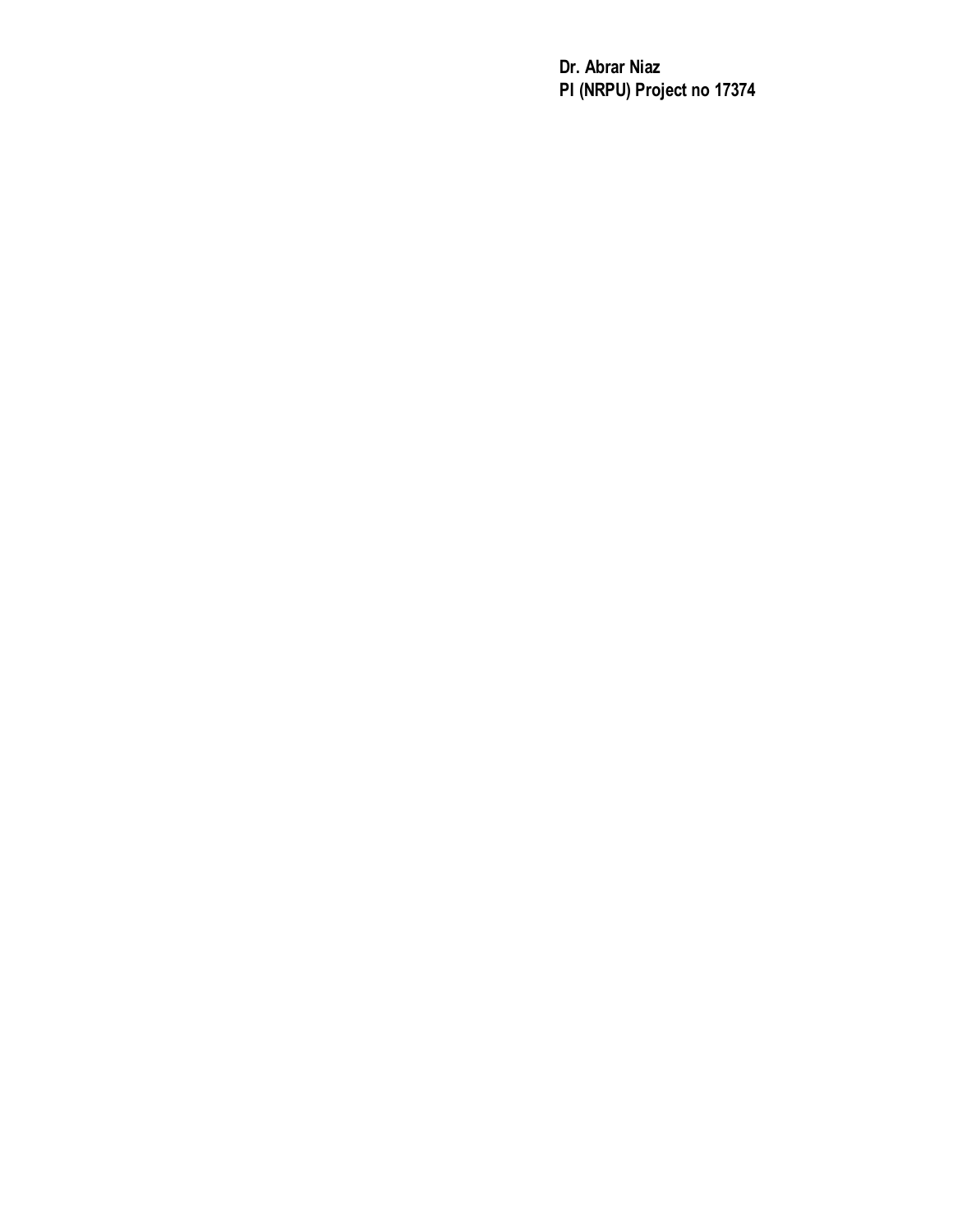**Dr. Abrar Niaz**
**PI (NRPU) Project no 17374**